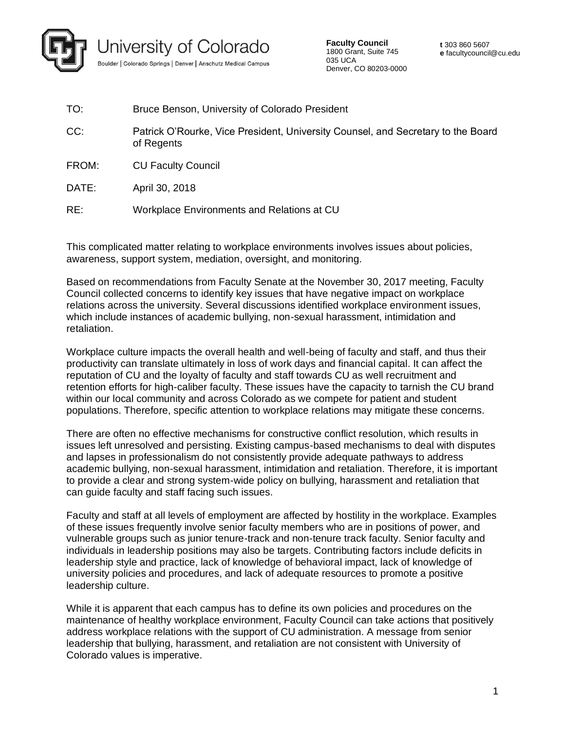University of Colorado

Boulder | Colorado Springs | Denver | Anschutz Medical Campus

**Faculty Council**
1800 Grant, Suite 745
035 UCA
Denver, CO 80203-0000

**t** 303 860 5607
**e** facultycouncil@cu.edu

TO: Bruce Benson, University of Colorado President

CC: Patrick O'Rourke, Vice President, University Counsel, and Secretary to the Board of Regents

FROM: CU Faculty Council

DATE: April 30, 2018

RE: Workplace Environments and Relations at CU

This complicated matter relating to workplace environments involves issues about policies, awareness, support system, mediation, oversight, and monitoring.

Based on recommendations from Faculty Senate at the November 30, 2017 meeting, Faculty Council collected concerns to identify key issues that have negative impact on workplace relations across the university. Several discussions identified workplace environment issues, which include instances of academic bullying, non-sexual harassment, intimidation and retaliation.

Workplace culture impacts the overall health and well-being of faculty and staff, and thus their productivity can translate ultimately in loss of work days and financial capital. It can affect the reputation of CU and the loyalty of faculty and staff towards CU as well recruitment and retention efforts for high-caliber faculty. These issues have the capacity to tarnish the CU brand within our local community and across Colorado as we compete for patient and student populations. Therefore, specific attention to workplace relations may mitigate these concerns.

There are often no effective mechanisms for constructive conflict resolution, which results in issues left unresolved and persisting. Existing campus-based mechanisms to deal with disputes and lapses in professionalism do not consistently provide adequate pathways to address academic bullying, non-sexual harassment, intimidation and retaliation. Therefore, it is important to provide a clear and strong system-wide policy on bullying, harassment and retaliation that can guide faculty and staff facing such issues.

Faculty and staff at all levels of employment are affected by hostility in the workplace. Examples of these issues frequently involve senior faculty members who are in positions of power, and vulnerable groups such as junior tenure-track and non-tenure track faculty. Senior faculty and individuals in leadership positions may also be targets. Contributing factors include deficits in leadership style and practice, lack of knowledge of behavioral impact, lack of knowledge of university policies and procedures, and lack of adequate resources to promote a positive leadership culture.

While it is apparent that each campus has to define its own policies and procedures on the maintenance of healthy workplace environment, Faculty Council can take actions that positively address workplace relations with the support of CU administration. A message from senior leadership that bullying, harassment, and retaliation are not consistent with University of Colorado values is imperative.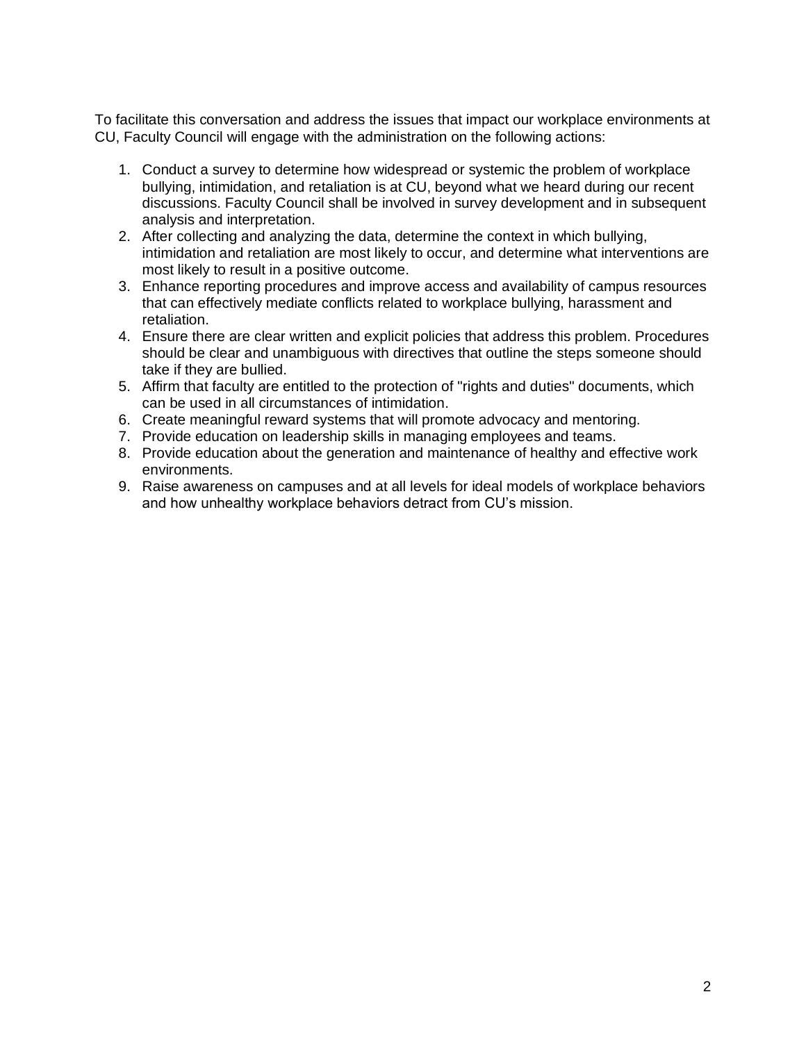To facilitate this conversation and address the issues that impact our workplace environments at CU, Faculty Council will engage with the administration on the following actions:

1. Conduct a survey to determine how widespread or systemic the problem of workplace bullying, intimidation, and retaliation is at CU, beyond what we heard during our recent discussions. Faculty Council shall be involved in survey development and in subsequent analysis and interpretation.
2. After collecting and analyzing the data, determine the context in which bullying, intimidation and retaliation are most likely to occur, and determine what interventions are most likely to result in a positive outcome.
3. Enhance reporting procedures and improve access and availability of campus resources that can effectively mediate conflicts related to workplace bullying, harassment and retaliation.
4. Ensure there are clear written and explicit policies that address this problem. Procedures should be clear and unambiguous with directives that outline the steps someone should take if they are bullied.
5. Affirm that faculty are entitled to the protection of "rights and duties" documents, which can be used in all circumstances of intimidation.
6. Create meaningful reward systems that will promote advocacy and mentoring.
7. Provide education on leadership skills in managing employees and teams.
8. Provide education about the generation and maintenance of healthy and effective work environments.
9. Raise awareness on campuses and at all levels for ideal models of workplace behaviors and how unhealthy workplace behaviors detract from CU's mission.